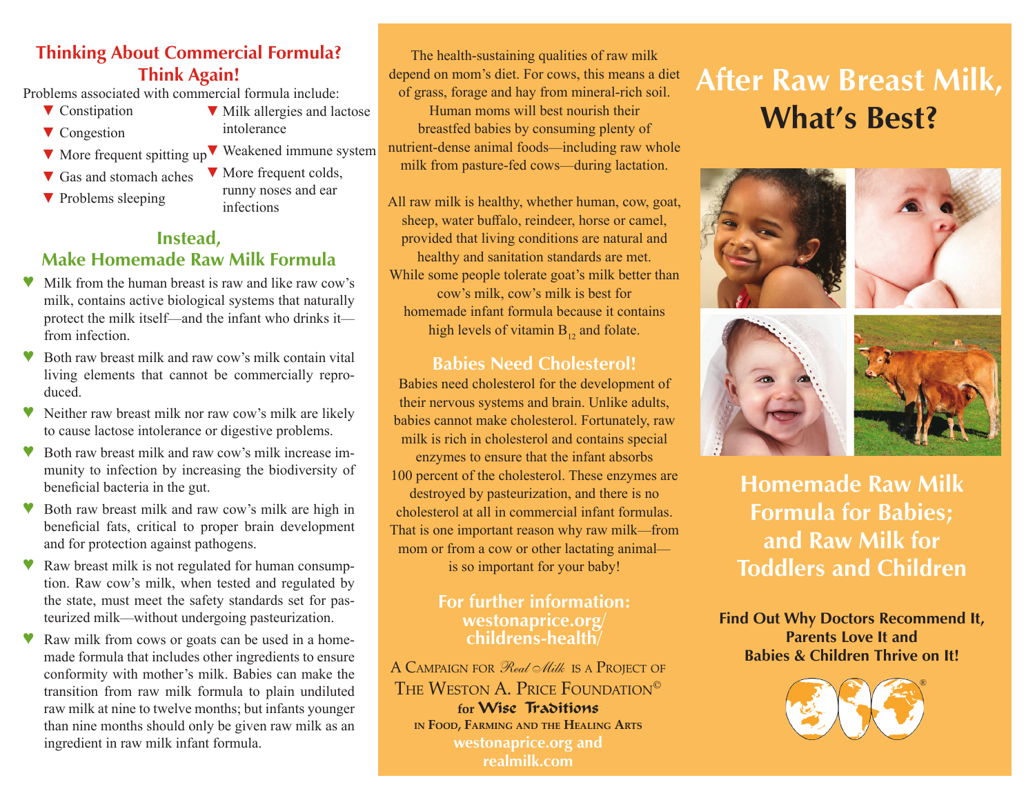## Thinking About Commercial Formula? Think Again!

Problems associated with commercial formula include:

- Constipation
- Congestion
- More frequent spitting up
- Gas and stomach aches
- Problems sleeping
- Milk allergies and lactose intolerance
- Weakened immune system
- More frequent colds, runny noses and ear infections

## Instead, Make Homemade Raw Milk Formula

- Milk from the human breast is raw and like raw cow's milk, contains active biological systems that naturally protect the milk itself—and the infant who drinks it—from infection.
- Both raw breast milk and raw cow's milk contain vital living elements that cannot be commercially reproduced.
- Neither raw breast milk nor raw cow's milk are likely to cause lactose intolerance or digestive problems.
- Both raw breast milk and raw cow's milk increase immunity to infection by increasing the biodiversity of beneficial bacteria in the gut.
- Both raw breast milk and raw cow's milk are high in beneficial fats, critical to proper brain development and for protection against pathogens.
- Raw breast milk is not regulated for human consumption. Raw cow's milk, when tested and regulated by the state, must meet the safety standards set for pasteurized milk—without undergoing pasteurization.
- Raw milk from cows or goats can be used in a homemade formula that includes other ingredients to ensure conformity with mother's milk. Babies can make the transition from raw milk formula to plain undiluted raw milk at nine to twelve months; but infants younger than nine months should only be given raw milk as an ingredient in raw milk infant formula.

The health-sustaining qualities of raw milk depend on mom's diet. For cows, this means a diet of grass, forage and hay from mineral-rich soil. Human moms will best nourish their breastfed babies by consuming plenty of nutrient-dense animal foods—including raw whole milk from pasture-fed cows—during lactation.

All raw milk is healthy, whether human, cow, goat, sheep, water buffalo, reindeer, horse or camel, provided that living conditions are natural and healthy and sanitation standards are met. While some people tolerate goat's milk better than cow's milk, cow's milk is best for homemade infant formula because it contains high levels of vitamin $B_{12}$ and folate.

## Babies Need Cholesterol!

Babies need cholesterol for the development of their nervous systems and brain. Unlike adults, babies cannot make cholesterol. Fortunately, raw milk is rich in cholesterol and contains special enzymes to ensure that the infant absorbs 100 percent of the cholesterol. These enzymes are destroyed by pasteurization, and there is no cholesterol at all in commercial infant formulas. That is one important reason why raw milk—from mom or from a cow or other lactating animal—is so important for your baby!

**For further information: westonaprice.org/childrens-health/**

A Campaign for *Real Milk* is a Project of
The Weston A. Price Foundation©
for **Wise Traditions**
in Food, Farming and the Healing Arts
**westonaprice.org and realmilk.com**

# After Raw Breast Milk, What's Best?

## Homemade Raw Milk Formula for Babies; and Raw Milk for Toddlers and Children

**Find Out Why Doctors Recommend It, Parents Love It and Babies & Children Thrive on It!**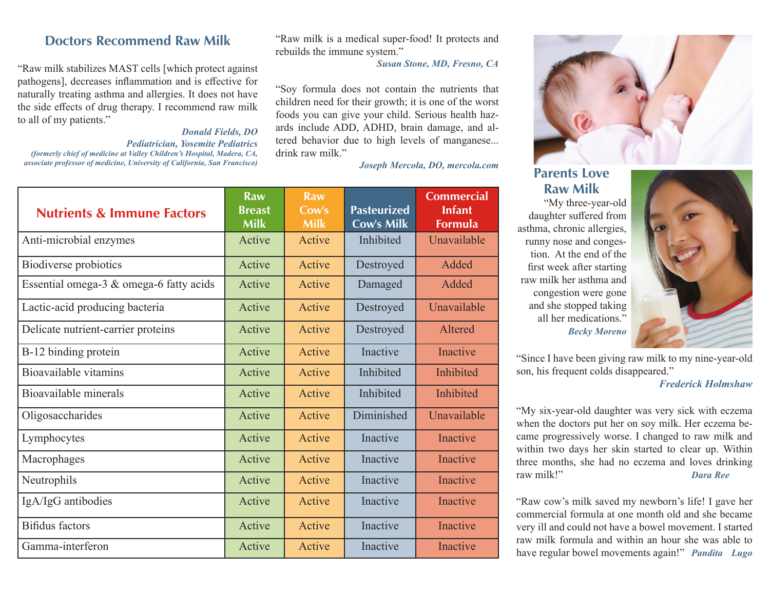## Doctors Recommend Raw Milk

"Raw milk stabilizes MAST cells [which protect against pathogens], decreases inflammation and is effective for naturally treating asthma and allergies. It does not have the side effects of drug therapy. I recommend raw milk to all of my patients."

***Donald Fields, DO***
***Pediatrician, Yosemite Pediatrics***
***(formerly chief of medicine at Valley Children's Hospital, Madera, CA, associate professor of medicine, University of California, San Francisco)***

"Raw milk is a medical super-food! It protects and rebuilds the immune system."

***Susan Stone, MD, Fresno, CA***

"Soy formula does not contain the nutrients that children need for their growth; it is one of the worst foods you can give your child. Serious health hazards include ADD, ADHD, brain damage, and altered behavior due to high levels of manganese... drink raw milk."

***Joseph Mercola, DO, mercola.com***

| Nutrients & Immune Factors | Raw Breast Milk | Raw Cow's Milk | Pasteurized Cow's Milk | Commercial Infant Formula |
|---|---|---|---|---|
| Anti-microbial enzymes | Active | Active | Inhibited | Unavailable |
| Biodiverse probiotics | Active | Active | Destroyed | Added |
| Essential omega-3 & omega-6 fatty acids | Active | Active | Damaged | Added |
| Lactic-acid producing bacteria | Active | Active | Destroyed | Unavailable |
| Delicate nutrient-carrier proteins | Active | Active | Destroyed | Altered |
| B-12 binding protein | Active | Active | Inactive | Inactive |
| Bioavailable vitamins | Active | Active | Inhibited | Inhibited |
| Bioavailable minerals | Active | Active | Inhibited | Inhibited |
| Oligosaccharides | Active | Active | Diminished | Unavailable |
| Lymphocytes | Active | Active | Inactive | Inactive |
| Macrophages | Active | Active | Inactive | Inactive |
| Neutrophils | Active | Active | Inactive | Inactive |
| IgA/IgG antibodies | Active | Active | Inactive | Inactive |
| Bifidus factors | Active | Active | Inactive | Inactive |
| Gamma-interferon | Active | Active | Inactive | Inactive |

## Parents Love Raw Milk

"My three-year-old daughter suffered from asthma, chronic allergies, runny nose and congestion. At the end of the first week after starting raw milk her asthma and congestion were gone and she stopped taking all her medications."

***Becky Moreno***

"Since I have been giving raw milk to my nine-year-old son, his frequent colds disappeared."

***Frederick Holmshaw***

"My six-year-old daughter was very sick with eczema when the doctors put her on soy milk. Her eczema became progressively worse. I changed to raw milk and within two days her skin started to clear up. Within three months, she had no eczema and loves drinking raw milk!" ***Dara Ree***

"Raw cow's milk saved my newborn's life! I gave her commercial formula at one month old and she became very ill and could not have a bowel movement. I started raw milk formula and within an hour she was able to have regular bowel movements again!" ***Pandita Lugo***